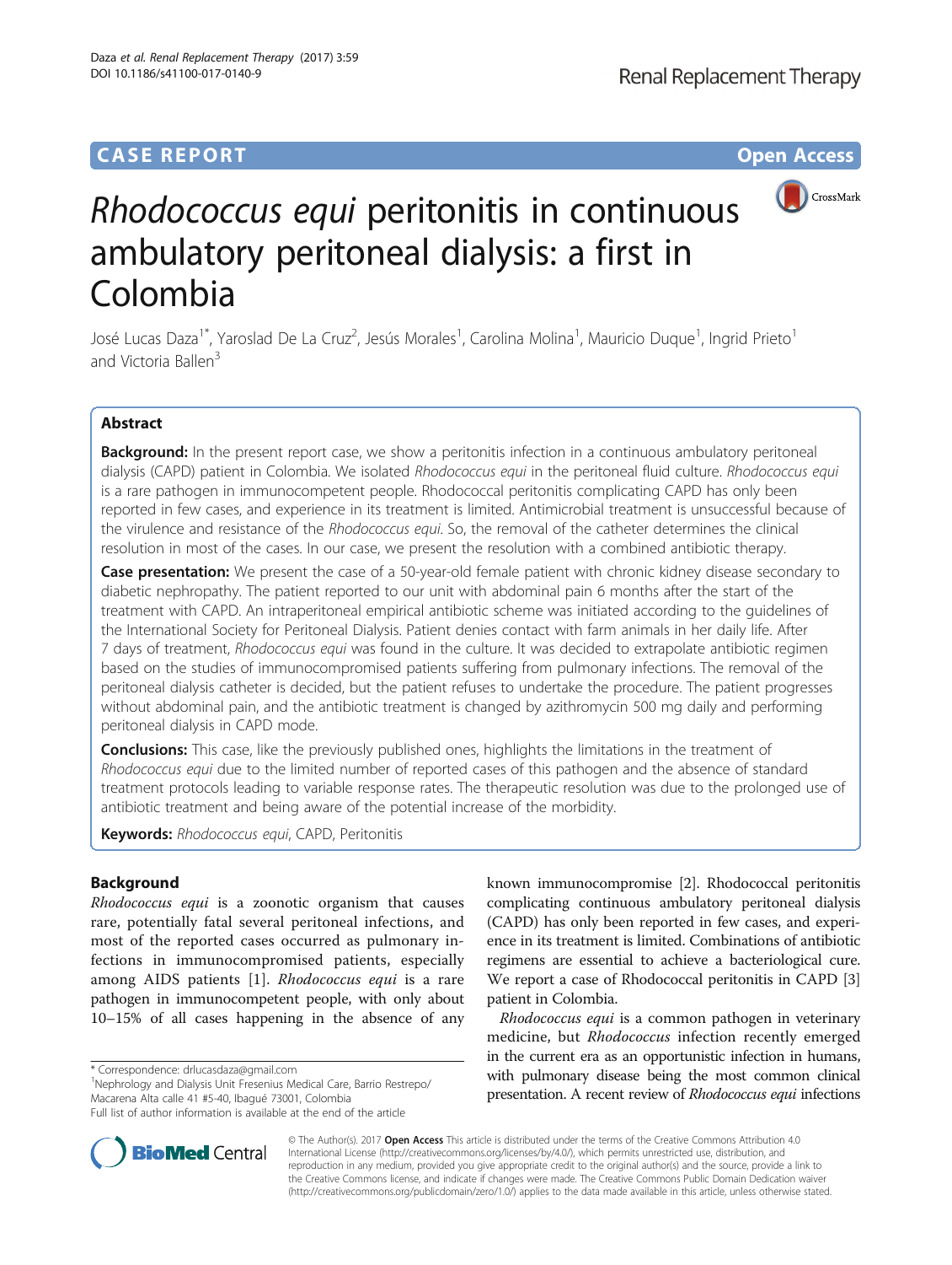CASE REPORT **Open Access**

# *Rhodococcus equi* peritonitis in continuous ambulatory peritoneal dialysis: a first in Colombia

José Lucas Daza[1*], Yaroslad De La Cruz[2], Jesús Morales[1], Carolina Molina[1], Mauricio Duque[1], Ingrid Prieto[1] and Victoria Ballen[3]

## Abstract

**Background:** In the present report case, we show a peritonitis infection in a continuous ambulatory peritoneal dialysis (CAPD) patient in Colombia. We isolated *Rhodococcus equi* in the peritoneal fluid culture. *Rhodococcus equi* is a rare pathogen in immunocompetent people. Rhodococcal peritonitis complicating CAPD has only been reported in few cases, and experience in its treatment is limited. Antimicrobial treatment is unsuccessful because of the virulence and resistance of the *Rhodococcus equi*. So, the removal of the catheter determines the clinical resolution in most of the cases. In our case, we present the resolution with a combined antibiotic therapy.

**Case presentation:** We present the case of a 50-year-old female patient with chronic kidney disease secondary to diabetic nephropathy. The patient reported to our unit with abdominal pain 6 months after the start of the treatment with CAPD. An intraperitoneal empirical antibiotic scheme was initiated according to the guidelines of the International Society for Peritoneal Dialysis. Patient denies contact with farm animals in her daily life. After 7 days of treatment, *Rhodococcus equi* was found in the culture. It was decided to extrapolate antibiotic regimen based on the studies of immunocompromised patients suffering from pulmonary infections. The removal of the peritoneal dialysis catheter is decided, but the patient refuses to undertake the procedure. The patient progresses without abdominal pain, and the antibiotic treatment is changed by azithromycin 500 mg daily and performing peritoneal dialysis in CAPD mode.

**Conclusions:** This case, like the previously published ones, highlights the limitations in the treatment of *Rhodococcus equi* due to the limited number of reported cases of this pathogen and the absence of standard treatment protocols leading to variable response rates. The therapeutic resolution was due to the prolonged use of antibiotic treatment and being aware of the potential increase of the morbidity.

**Keywords:** *Rhodococcus equi*, CAPD, Peritonitis

## Background

*Rhodococcus equi* is a zoonotic organism that causes rare, potentially fatal several peritoneal infections, and most of the reported cases occurred as pulmonary infections in immunocompromised patients, especially among AIDS patients [1]. *Rhodococcus equi* is a rare pathogen in immunocompetent people, with only about 10–15% of all cases happening in the absence of any known immunocompromise [2]. Rhodococcal peritonitis complicating continuous ambulatory peritoneal dialysis (CAPD) has only been reported in few cases, and experience in its treatment is limited. Combinations of antibiotic regimens are essential to achieve a bacteriological cure. We report a case of Rhodococcal peritonitis in CAPD [3] patient in Colombia.

*Rhodococcus equi* is a common pathogen in veterinary medicine, but *Rhodococcus* infection recently emerged in the current era as an opportunistic infection in humans, with pulmonary disease being the most common clinical presentation. A recent review of *Rhodococcus equi* infections

\* Correspondence: drlucasdaza@gmail.com
[1]Nephrology and Dialysis Unit Fresenius Medical Care, Barrio Restrepo/Macarena Alta calle 41 #5-40, Ibagué 73001, Colombia
Full list of author information is available at the end of the article

© The Author(s). 2017 **Open Access** This article is distributed under the terms of the Creative Commons Attribution 4.0 International License (http://creativecommons.org/licenses/by/4.0/), which permits unrestricted use, distribution, and reproduction in any medium, provided you give appropriate credit to the original author(s) and the source, provide a link to the Creative Commons license, and indicate if changes were made. The Creative Commons Public Domain Dedication waiver (http://creativecommons.org/publicdomain/zero/1.0/) applies to the data made available in this article, unless otherwise stated.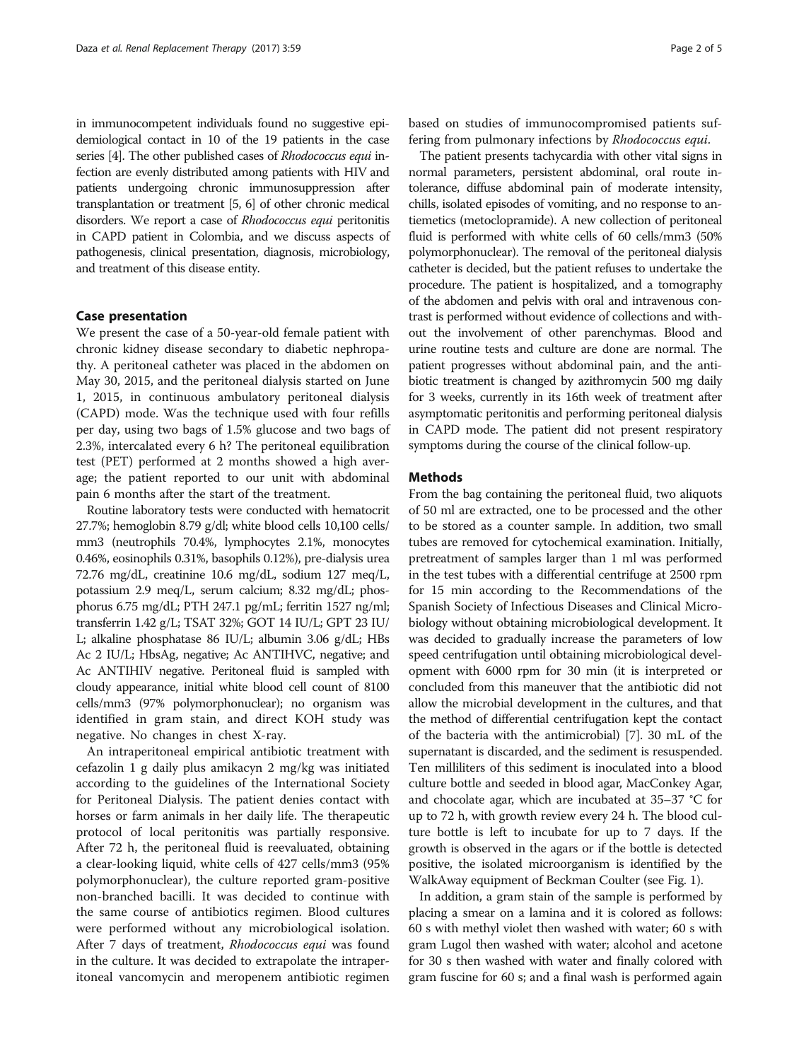in immunocompetent individuals found no suggestive epidemiological contact in 10 of the 19 patients in the case series [4]. The other published cases of *Rhodococcus equi* infection are evenly distributed among patients with HIV and patients undergoing chronic immunosuppression after transplantation or treatment [5, 6] of other chronic medical disorders. We report a case of *Rhodococcus equi* peritonitis in CAPD patient in Colombia, and we discuss aspects of pathogenesis, clinical presentation, diagnosis, microbiology, and treatment of this disease entity.

## Case presentation

We present the case of a 50-year-old female patient with chronic kidney disease secondary to diabetic nephropathy. A peritoneal catheter was placed in the abdomen on May 30, 2015, and the peritoneal dialysis started on June 1, 2015, in continuous ambulatory peritoneal dialysis (CAPD) mode. Was the technique used with four refills per day, using two bags of 1.5% glucose and two bags of 2.3%, intercalated every 6 h? The peritoneal equilibration test (PET) performed at 2 months showed a high average; the patient reported to our unit with abdominal pain 6 months after the start of the treatment.

Routine laboratory tests were conducted with hematocrit 27.7%; hemoglobin 8.79 g/dl; white blood cells 10,100 cells/mm3 (neutrophils 70.4%, lymphocytes 2.1%, monocytes 0.46%, eosinophils 0.31%, basophils 0.12%), pre-dialysis urea 72.76 mg/dL, creatinine 10.6 mg/dL, sodium 127 meq/L, potassium 2.9 meq/L, serum calcium; 8.32 mg/dL; phosphorus 6.75 mg/dL; PTH 247.1 pg/mL; ferritin 1527 ng/ml; transferrin 1.42 g/L; TSAT 32%; GOT 14 IU/L; GPT 23 IU/L; alkaline phosphatase 86 IU/L; albumin 3.06 g/dL; HBs Ac 2 IU/L; HbsAg, negative; Ac ANTIHVC, negative; and Ac ANTIHIV negative. Peritoneal fluid is sampled with cloudy appearance, initial white blood cell count of 8100 cells/mm3 (97% polymorphonuclear); no organism was identified in gram stain, and direct KOH study was negative. No changes in chest X-ray.

An intraperitoneal empirical antibiotic treatment with cefazolin 1 g daily plus amikacyn 2 mg/kg was initiated according to the guidelines of the International Society for Peritoneal Dialysis. The patient denies contact with horses or farm animals in her daily life. The therapeutic protocol of local peritonitis was partially responsive. After 72 h, the peritoneal fluid is reevaluated, obtaining a clear-looking liquid, white cells of 427 cells/mm3 (95% polymorphonuclear), the culture reported gram-positive non-branched bacilli. It was decided to continue with the same course of antibiotics regimen. Blood cultures were performed without any microbiological isolation. After 7 days of treatment, *Rhodococcus equi* was found in the culture. It was decided to extrapolate the intraperitoneal vancomycin and meropenem antibiotic regimen based on studies of immunocompromised patients suffering from pulmonary infections by *Rhodococcus equi*.

The patient presents tachycardia with other vital signs in normal parameters, persistent abdominal, oral route intolerance, diffuse abdominal pain of moderate intensity, chills, isolated episodes of vomiting, and no response to antiemetics (metoclopramide). A new collection of peritoneal fluid is performed with white cells of 60 cells/mm3 (50% polymorphonuclear). The removal of the peritoneal dialysis catheter is decided, but the patient refuses to undertake the procedure. The patient is hospitalized, and a tomography of the abdomen and pelvis with oral and intravenous contrast is performed without evidence of collections and without the involvement of other parenchymas. Blood and urine routine tests and culture are done are normal. The patient progresses without abdominal pain, and the antibiotic treatment is changed by azithromycin 500 mg daily for 3 weeks, currently in its 16th week of treatment after asymptomatic peritonitis and performing peritoneal dialysis in CAPD mode. The patient did not present respiratory symptoms during the course of the clinical follow-up.

## Methods

From the bag containing the peritoneal fluid, two aliquots of 50 ml are extracted, one to be processed and the other to be stored as a counter sample. In addition, two small tubes are removed for cytochemical examination. Initially, pretreatment of samples larger than 1 ml was performed in the test tubes with a differential centrifuge at 2500 rpm for 15 min according to the Recommendations of the Spanish Society of Infectious Diseases and Clinical Microbiology without obtaining microbiological development. It was decided to gradually increase the parameters of low speed centrifugation until obtaining microbiological development with 6000 rpm for 30 min (it is interpreted or concluded from this maneuver that the antibiotic did not allow the microbial development in the cultures, and that the method of differential centrifugation kept the contact of the bacteria with the antimicrobial) [7]. 30 mL of the supernatant is discarded, and the sediment is resuspended. Ten milliliters of this sediment is inoculated into a blood culture bottle and seeded in blood agar, MacConkey Agar, and chocolate agar, which are incubated at 35–37 °C for up to 72 h, with growth review every 24 h. The blood culture bottle is left to incubate for up to 7 days. If the growth is observed in the agars or if the bottle is detected positive, the isolated microorganism is identified by the WalkAway equipment of Beckman Coulter (see Fig. 1).

In addition, a gram stain of the sample is performed by placing a smear on a lamina and it is colored as follows: 60 s with methyl violet then washed with water; 60 s with gram Lugol then washed with water; alcohol and acetone for 30 s then washed with water and finally colored with gram fuscine for 60 s; and a final wash is performed again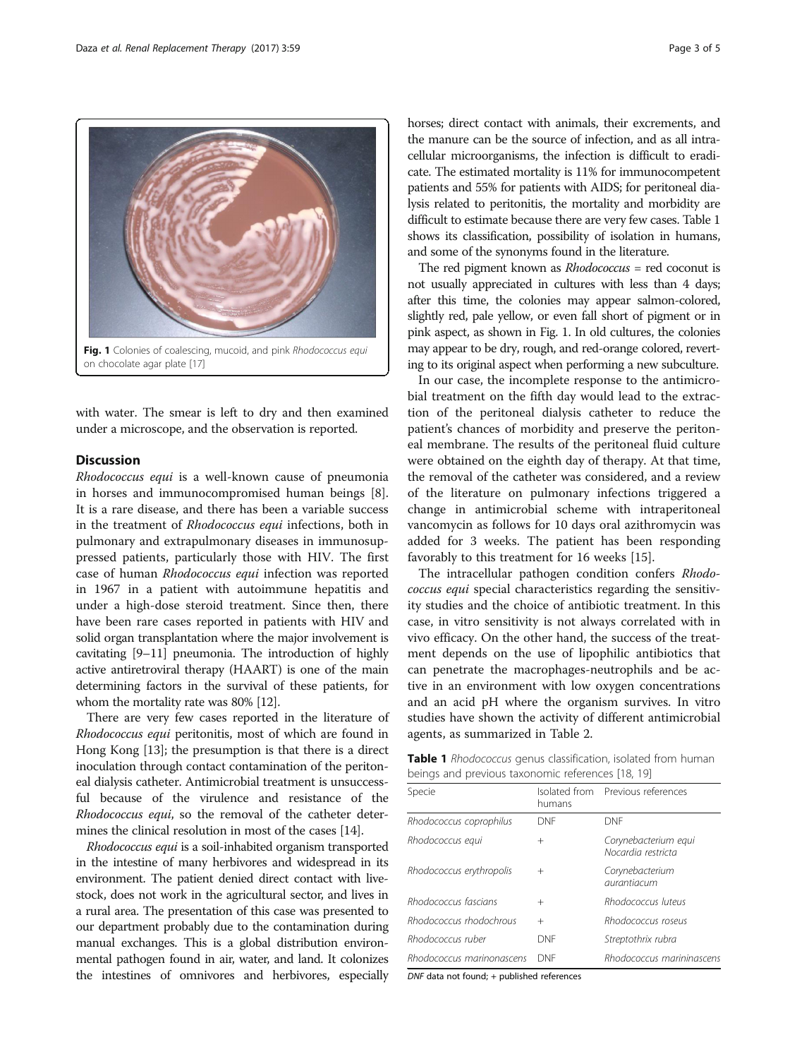Fig. 1 Colonies of coalescing, mucoid, and pink *Rhodococcus equi* on chocolate agar plate [17]

with water. The smear is left to dry and then examined under a microscope, and the observation is reported.

## Discussion

*Rhodococcus equi* is a well-known cause of pneumonia in horses and immunocompromised human beings [8]. It is a rare disease, and there has been a variable success in the treatment of *Rhodococcus equi* infections, both in pulmonary and extrapulmonary diseases in immunosuppressed patients, particularly those with HIV. The first case of human *Rhodococcus equi* infection was reported in 1967 in a patient with autoimmune hepatitis and under a high-dose steroid treatment. Since then, there have been rare cases reported in patients with HIV and solid organ transplantation where the major involvement is cavitating [9–11] pneumonia. The introduction of highly active antiretroviral therapy (HAART) is one of the main determining factors in the survival of these patients, for whom the mortality rate was 80% [12].

There are very few cases reported in the literature of *Rhodococcus equi* peritonitis, most of which are found in Hong Kong [13]; the presumption is that there is a direct inoculation through contact contamination of the peritoneal dialysis catheter. Antimicrobial treatment is unsuccessful because of the virulence and resistance of the *Rhodococcus equi*, so the removal of the catheter determines the clinical resolution in most of the cases [14].

*Rhodococcus equi* is a soil-inhabited organism transported in the intestine of many herbivores and widespread in its environment. The patient denied direct contact with livestock, does not work in the agricultural sector, and lives in a rural area. The presentation of this case was presented to our department probably due to the contamination during manual exchanges. This is a global distribution environmental pathogen found in air, water, and land. It colonizes the intestines of omnivores and herbivores, especially horses; direct contact with animals, their excrements, and the manure can be the source of infection, and as all intracellular microorganisms, the infection is difficult to eradicate. The estimated mortality is 11% for immunocompetent patients and 55% for patients with AIDS; for peritoneal dialysis related to peritonitis, the mortality and morbidity are difficult to estimate because there are very few cases. Table 1 shows its classification, possibility of isolation in humans, and some of the synonyms found in the literature.

The red pigment known as *Rhodococcus* = red coconut is not usually appreciated in cultures with less than 4 days; after this time, the colonies may appear salmon-colored, slightly red, pale yellow, or even fall short of pigment or in pink aspect, as shown in Fig. 1. In old cultures, the colonies may appear to be dry, rough, and red-orange colored, reverting to its original aspect when performing a new subculture.

In our case, the incomplete response to the antimicrobial treatment on the fifth day would lead to the extraction of the peritoneal dialysis catheter to reduce the patient's chances of morbidity and preserve the peritoneal membrane. The results of the peritoneal fluid culture were obtained on the eighth day of therapy. At that time, the removal of the catheter was considered, and a review of the literature on pulmonary infections triggered a change in antimicrobial scheme with intraperitoneal vancomycin as follows for 10 days oral azithromycin was added for 3 weeks. The patient has been responding favorably to this treatment for 16 weeks [15].

The intracellular pathogen condition confers *Rhodococcus equi* special characteristics regarding the sensitivity studies and the choice of antibiotic treatment. In this case, in vitro sensitivity is not always correlated with in vivo efficacy. On the other hand, the success of the treatment depends on the use of lipophilic antibiotics that can penetrate the macrophages-neutrophils and be active in an environment with low oxygen concentrations and an acid pH where the organism survives. In vitro studies have shown the activity of different antimicrobial agents, as summarized in Table 2.

**Table 1** *Rhodococcus* genus classification, isolated from human beings and previous taxonomic references [18, 19]

| Specie | Isolated from humans | Previous references |
|---|---|---|
| *Rhodococcus coprophilus* | DNF | DNF |
| *Rhodococcus equi* | + | *Corynebacterium equi* *Nocardia restricta* |
| *Rhodococcus erythropolis* | + | *Corynebacterium aurantiacum* |
| *Rhodococcus fascians* | + | *Rhodococcus luteus* |
| *Rhodococcus rhodochrous* | + | *Rhodococcus roseus* |
| *Rhodococcus ruber* | DNF | *Streptothrix rubra* |
| *Rhodococcus marinonascens* | DNF | *Rhodococcus marininascens* |

*DNF* data not found; + published references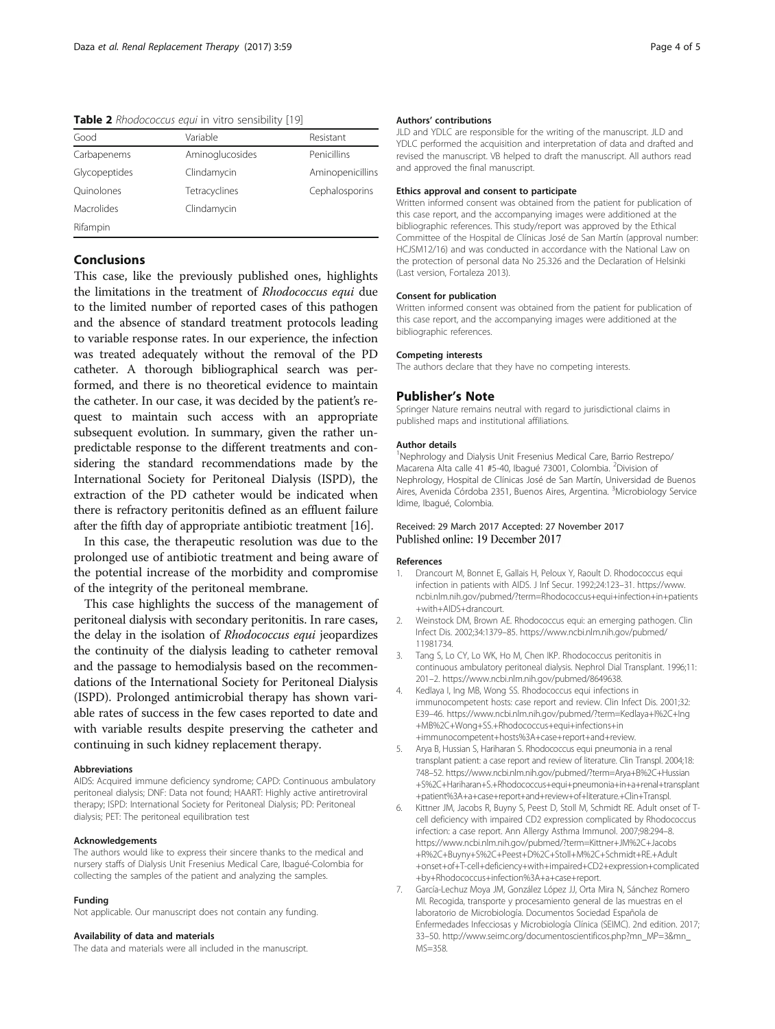**Table 2** *Rhodococcus equi* in vitro sensibility [19]

| Good | Variable | Resistant |
|---|---|---|
| Carbapenems | Aminoglucosides | Penicillins |
| Glycopeptides | Clindamycin | Aminopenicillins |
| Quinolones | Tetracyclines | Cephalosporins |
| Macrolides | Clindamycin | |
| Rifampin | | |

## Conclusions

This case, like the previously published ones, highlights the limitations in the treatment of *Rhodococcus equi* due to the limited number of reported cases of this pathogen and the absence of standard treatment protocols leading to variable response rates. In our experience, the infection was treated adequately without the removal of the PD catheter. A thorough bibliographical search was performed, and there is no theoretical evidence to maintain the catheter. In our case, it was decided by the patient's request to maintain such access with an appropriate subsequent evolution. In summary, given the rather unpredictable response to the different treatments and considering the standard recommendations made by the International Society for Peritoneal Dialysis (ISPD), the extraction of the PD catheter would be indicated when there is refractory peritonitis defined as an effluent failure after the fifth day of appropriate antibiotic treatment [16].

In this case, the therapeutic resolution was due to the prolonged use of antibiotic treatment and being aware of the potential increase of the morbidity and compromise of the integrity of the peritoneal membrane.

This case highlights the success of the management of peritoneal dialysis with secondary peritonitis. In rare cases, the delay in the isolation of *Rhodococcus equi* jeopardizes the continuity of the dialysis leading to catheter removal and the passage to hemodialysis based on the recommendations of the International Society for Peritoneal Dialysis (ISPD). Prolonged antimicrobial therapy has shown variable rates of success in the few cases reported to date and with variable results despite preserving the catheter and continuing in such kidney replacement therapy.

#### Abbreviations

AIDS: Acquired immune deficiency syndrome; CAPD: Continuous ambulatory peritoneal dialysis; DNF: Data not found; HAART: Highly active antiretroviral therapy; ISPD: International Society for Peritoneal Dialysis; PD: Peritoneal dialysis; PET: The peritoneal equilibration test

#### Acknowledgements

The authors would like to express their sincere thanks to the medical and nursery staffs of Dialysis Unit Fresenius Medical Care, Ibagué-Colombia for collecting the samples of the patient and analyzing the samples.

#### Funding

Not applicable. Our manuscript does not contain any funding.

#### Availability of data and materials

The data and materials were all included in the manuscript.

#### Authors' contributions

JLD and YDLC are responsible for the writing of the manuscript. JLD and YDLC performed the acquisition and interpretation of data and drafted and revised the manuscript. VB helped to draft the manuscript. All authors read and approved the final manuscript.

#### Ethics approval and consent to participate

Written informed consent was obtained from the patient for publication of this case report, and the accompanying images were additioned at the bibliographic references. This study/report was approved by the Ethical Committee of the Hospital de Clínicas José de San Martín (approval number: HCJSM12/16) and was conducted in accordance with the National Law on the protection of personal data No 25.326 and the Declaration of Helsinki (Last version, Fortaleza 2013).

#### Consent for publication

Written informed consent was obtained from the patient for publication of this case report, and the accompanying images were additioned at the bibliographic references.

#### Competing interests

The authors declare that they have no competing interests.

## Publisher's Note

Springer Nature remains neutral with regard to jurisdictional claims in published maps and institutional affiliations.

#### Author details

[1]Nephrology and Dialysis Unit Fresenius Medical Care, Barrio Restrepo/ Macarena Alta calle 41 #5-40, Ibagué 73001, Colombia. [2]Division of Nephrology, Hospital de Clínicas José de San Martín, Universidad de Buenos Aires, Avenida Córdoba 2351, Buenos Aires, Argentina. [3]Microbiology Service Idime, Ibagué, Colombia.

Received: 29 March 2017 Accepted: 27 November 2017
Published online: 19 December 2017

#### References

1. Drancourt M, Bonnet E, Gallais H, Peloux Y, Raoult D. Rhodococcus equi infection in patients with AIDS. J Inf Secur. 1992;24:123–31. https://www.ncbi.nlm.nih.gov/pubmed/?term=Rhodococcus+equi+infection+in+patients+with+AIDS+drancourt.
2. Weinstock DM, Brown AE. Rhodococcus equi: an emerging pathogen. Clin Infect Dis. 2002;34:1379–85. https://www.ncbi.nlm.nih.gov/pubmed/11981734.
3. Tang S, Lo CY, Lo WK, Ho M, Chen IKP. Rhodococcus peritonitis in continuous ambulatory peritoneal dialysis. Nephrol Dial Transplant. 1996;11:201–2. https://www.ncbi.nlm.nih.gov/pubmed/8649638.
4. Kedlaya I, Ing MB, Wong SS. Rhodococcus equi infections in immunocompetent hosts: case report and review. Clin Infect Dis. 2001;32:E39–46. https://www.ncbi.nlm.nih.gov/pubmed/?term=Kedlaya+I%2C+Ing+MB%2C+Wong+SS.+Rhodococcus+equi+infections+in+immunocompetent+hosts%3A+case+report+and+review.
5. Arya B, Hussian S, Hariharan S. Rhodococcus equi pneumonia in a renal transplant patient: a case report and review of literature. Clin Transpl. 2004;18:748–52. https://www.ncbi.nlm.nih.gov/pubmed/?term=Arya+B%2C+Hussian+S%2C+Hariharan+S.+Rhodococcus+equi+pneumonia+in+a+renal+transplant+patient%3A+a+case+report+and+review+of+literature.+Clin+Transpl.
6. Kittner JM, Jacobs R, Buyny S, Peest D, Stoll M, Schmidt RE. Adult onset of T-cell deficiency with impaired CD2 expression complicated by Rhodococcus infection: a case report. Ann Allergy Asthma Immunol. 2007;98:294–8. https://www.ncbi.nlm.nih.gov/pubmed/?term=Kittner+JM%2C+Jacobs+R%2C+Buyny+S%2C+Peest+D%2C+Stoll+M%2C+Schmidt+RE.+Adult+onset+of+T-cell+deficiency+with+impaired+CD2+expression+complicated+by+Rhodococcus+infection%3A+a+case+report.
7. García-Lechuz Moya JM, González López JJ, Orta Mira N, Sánchez Romero MI. Recogida, transporte y procesamiento general de las muestras en el laboratorio de Microbiología. Documentos Sociedad Española de Enfermedades Infecciosas y Microbiología Clínica (SEIMC). 2nd edition. 2017; 33–50. http://www.seimc.org/documentoscientificos.php?mn_MP=3&mn_MS=358.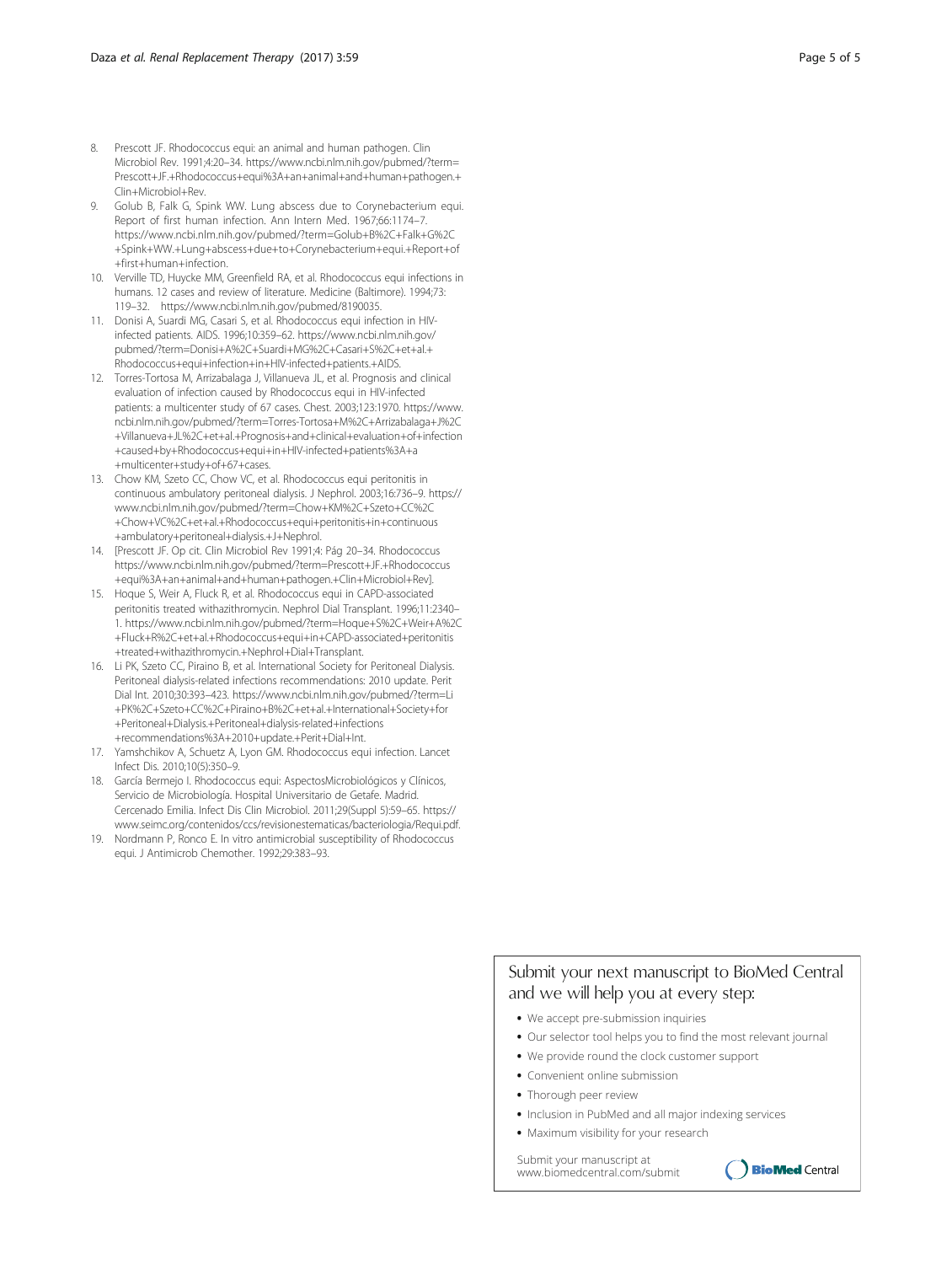8. Prescott JF. Rhodococcus equi: an animal and human pathogen. Clin Microbiol Rev. 1991;4:20–34. https://www.ncbi.nlm.nih.gov/pubmed/?term=Prescott+JF.+Rhodococcus+equi%3A+an+animal+and+human+pathogen.+Clin+Microbiol+Rev.
9. Golub B, Falk G, Spink WW. Lung abscess due to Corynebacterium equi. Report of first human infection. Ann Intern Med. 1967;66:1174–7. https://www.ncbi.nlm.nih.gov/pubmed/?term=Golub+B%2C+Falk+G%2C+Spink+WW.+Lung+abscess+due+to+Corynebacterium+equi.+Report+of+first+human+infection.
10. Verville TD, Huycke MM, Greenfield RA, et al. Rhodococcus equi infections in humans. 12 cases and review of literature. Medicine (Baltimore). 1994;73: 119–32. https://www.ncbi.nlm.nih.gov/pubmed/8190035.
11. Donisi A, Suardi MG, Casari S, et al. Rhodococcus equi infection in HIV-infected patients. AIDS. 1996;10:359–62. https://www.ncbi.nlm.nih.gov/pubmed/?term=Donisi+A%2C+Suardi+MG%2C+Casari+S%2C+et+al.+Rhodococcus+equi+infection+in+HIV-infected+patients.+AIDS.
12. Torres-Tortosa M, Arrizabalaga J, Villanueva JL, et al. Prognosis and clinical evaluation of infection caused by Rhodococcus equi in HIV-infected patients: a multicenter study of 67 cases. Chest. 2003;123:1970. https://www.ncbi.nlm.nih.gov/pubmed/?term=Torres-Tortosa+M%2C+Arrizabalaga+J%2C+Villanueva+JL%2C+et+al.+Prognosis+and+clinical+evaluation+of+infection+caused+by+Rhodococcus+equi+in+HIV-infected+patients%3A+a+multicenter+study+of+67+cases.
13. Chow KM, Szeto CC, Chow VC, et al. Rhodococcus equi peritonitis in continuous ambulatory peritoneal dialysis. J Nephrol. 2003;16:736–9. https://www.ncbi.nlm.nih.gov/pubmed/?term=Chow+KM%2C+Szeto+CC%2C+Chow+VC%2C+et+al.+Rhodococcus+equi+peritonitis+in+continuous+ambulatory+peritoneal+dialysis.+J+Nephrol.
14. [Prescott JF. Op cit. Clin Microbiol Rev 1991;4: Pág 20–34. Rhodococcus https://www.ncbi.nlm.nih.gov/pubmed/?term=Prescott+JF.+Rhodococcus+equi%3A+an+animal+and+human+pathogen.+Clin+Microbiol+Rev].
15. Hoque S, Weir A, Fluck R, et al. Rhodococcus equi in CAPD-associated peritonitis treated withazithromycin. Nephrol Dial Transplant. 1996;11:2340–1. https://www.ncbi.nlm.nih.gov/pubmed/?term=Hoque+S%2C+Weir+A%2C+Fluck+R%2C+et+al.+Rhodococcus+equi+in+CAPD-associated+peritonitis+treated+withazithromycin.+Nephrol+Dial+Transplant.
16. Li PK, Szeto CC, Piraino B, et al. International Society for Peritoneal Dialysis. Peritoneal dialysis-related infections recommendations: 2010 update. Perit Dial Int. 2010;30:393–423. https://www.ncbi.nlm.nih.gov/pubmed/?term=Li+PK%2C+Szeto+CC%2C+Piraino+B%2C+et+al.+International+Society+for+Peritoneal+Dialysis.+Peritoneal+dialysis-related+infections+recommendations%3A+2010+update.+Perit+Dial+Int.
17. Yamshchikov A, Schuetz A, Lyon GM. Rhodococcus equi infection. Lancet Infect Dis. 2010;10(5):350–9.
18. García Bermejo I. Rhodococcus equi: AspectosMicrobiológicos y Clínicos, Servicio de Microbiología. Hospital Universitario de Getafe. Madrid. Cercenado Emilia. Infect Dis Clin Microbiol. 2011;29(Suppl 5):59–65. https://www.seimc.org/contenidos/ccs/revisionestematicas/bacteriologia/Requi.pdf.
19. Nordmann P, Ronco E. In vitro antimicrobial susceptibility of Rhodococcus equi. J Antimicrob Chemother. 1992;29:383–93.

Submit your next manuscript to BioMed Central and we will help you at every step:

- We accept pre-submission inquiries
- Our selector tool helps you to find the most relevant journal
- We provide round the clock customer support
- Convenient online submission
- Thorough peer review
- Inclusion in PubMed and all major indexing services
- Maximum visibility for your research

Submit your manuscript at www.biomedcentral.com/submit

BioMed Central